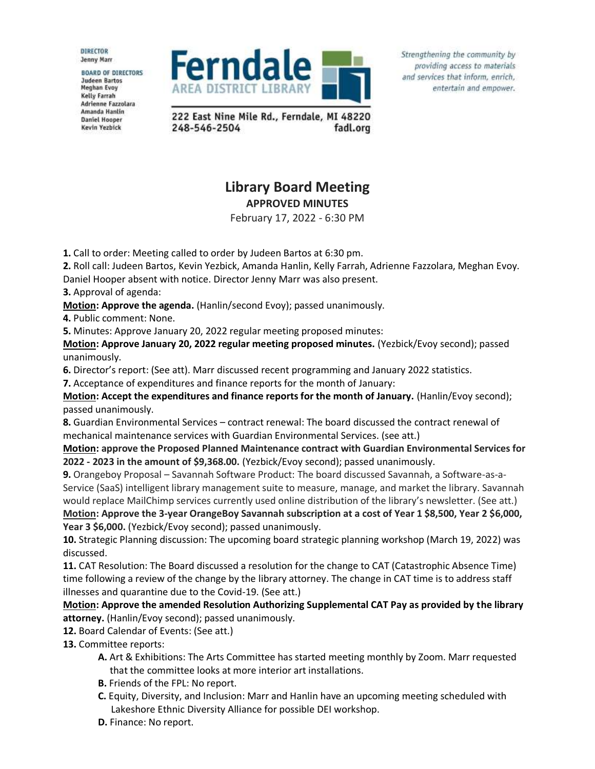DIRECTOR
Jenny Marr

BOARD OF DIRECTORS
Judeen Bartos
Meghan Evoy
Kelly Farrah
Adrienne Fazzolara
Amanda Hanlin
Daniel Hooper
Kevin Yezbick

**Ferndale**
AREA DISTRICT LIBRARY

222 East Nine Mile Rd., Ferndale, MI 48220
248-546-2504 fadl.org

*Strengthening the community by providing access to materials and services that inform, enrich, entertain and empower.*

# Library Board Meeting

**APPROVED MINUTES**

February 17, 2022 - 6:30 PM

**1.** Call to order: Meeting called to order by Judeen Bartos at 6:30 pm.

**2.** Roll call: Judeen Bartos, Kevin Yezbick, Amanda Hanlin, Kelly Farrah, Adrienne Fazzolara, Meghan Evoy. Daniel Hooper absent with notice. Director Jenny Marr was also present.

**3.** Approval of agenda:

**Motion: Approve the agenda.** (Hanlin/second Evoy); passed unanimously.

**4.** Public comment: None.

**5.** Minutes: Approve January 20, 2022 regular meeting proposed minutes:

**Motion: Approve January 20, 2022 regular meeting proposed minutes.** (Yezbick/Evoy second); passed unanimously.

**6.** Director's report: (See att). Marr discussed recent programming and January 2022 statistics.

**7.** Acceptance of expenditures and finance reports for the month of January:

**Motion: Accept the expenditures and finance reports for the month of January.** (Hanlin/Evoy second); passed unanimously.

**8.** Guardian Environmental Services – contract renewal: The board discussed the contract renewal of mechanical maintenance services with Guardian Environmental Services. (see att.)

**Motion: approve the Proposed Planned Maintenance contract with Guardian Environmental Services for 2022 - 2023 in the amount of $9,368.00.** (Yezbick/Evoy second); passed unanimously.

**9.** Orangeboy Proposal – Savannah Software Product: The board discussed Savannah, a Software-as-a-Service (SaaS) intelligent library management suite to measure, manage, and market the library. Savannah would replace MailChimp services currently used online distribution of the library's newsletter. (See att.)

**Motion: Approve the 3-year OrangeBoy Savannah subscription at a cost of Year 1 $8,500, Year 2 $6,000, Year 3 $6,000.** (Yezbick/Evoy second); passed unanimously.

**10.** Strategic Planning discussion: The upcoming board strategic planning workshop (March 19, 2022) was discussed.

**11.** CAT Resolution: The Board discussed a resolution for the change to CAT (Catastrophic Absence Time) time following a review of the change by the library attorney. The change in CAT time is to address staff illnesses and quarantine due to the Covid-19. (See att.)

**Motion: Approve the amended Resolution Authorizing Supplemental CAT Pay as provided by the library attorney.** (Hanlin/Evoy second); passed unanimously.

**12.** Board Calendar of Events: (See att.)

**13.** Committee reports:

- **A.** Art & Exhibitions: The Arts Committee has started meeting monthly by Zoom. Marr requested that the committee looks at more interior art installations.
- **B.** Friends of the FPL: No report.
- **C.** Equity, Diversity, and Inclusion: Marr and Hanlin have an upcoming meeting scheduled with Lakeshore Ethnic Diversity Alliance for possible DEI workshop.
- **D.** Finance: No report.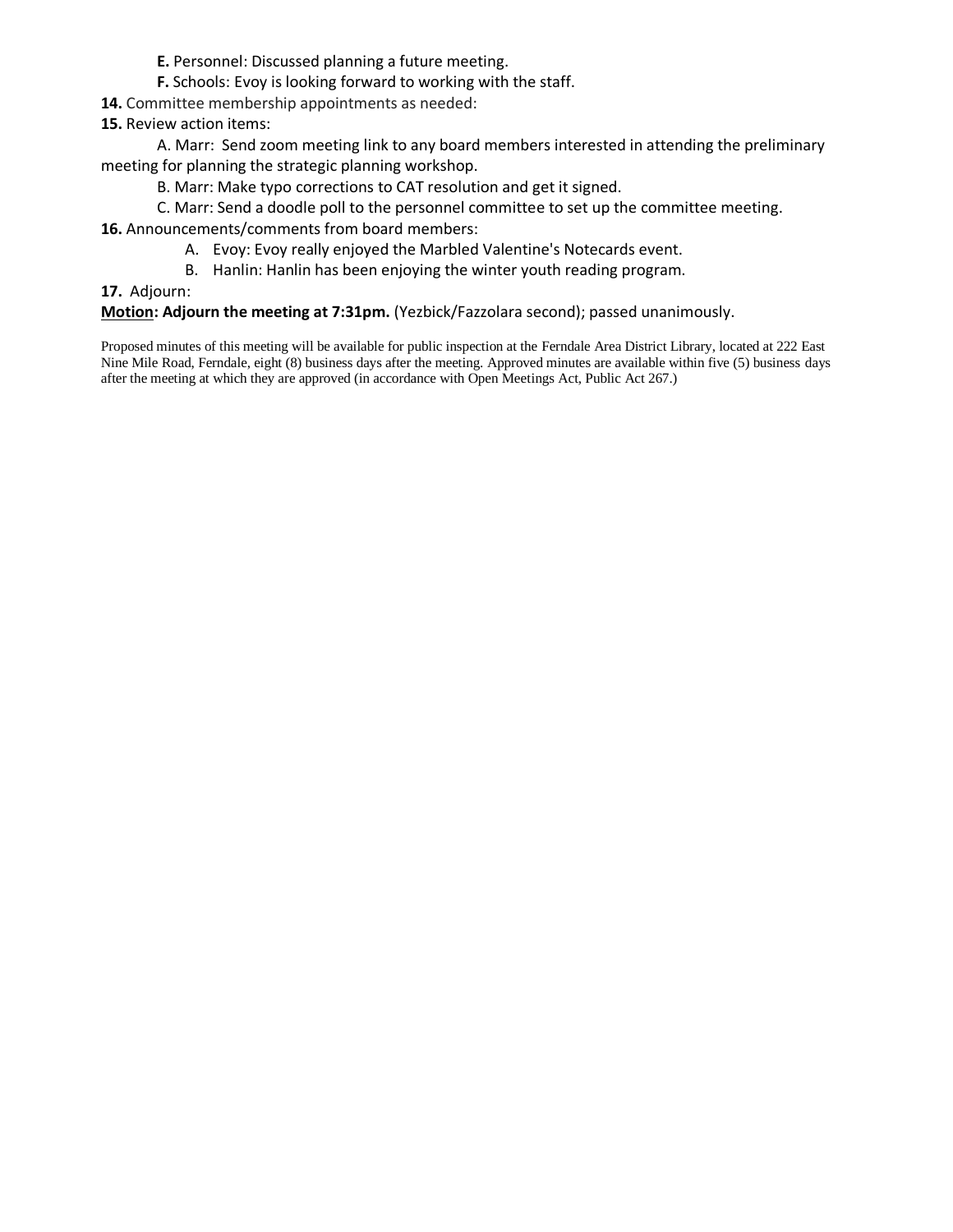**E.** Personnel: Discussed planning a future meeting.

**F.** Schools: Evoy is looking forward to working with the staff.

**14.** Committee membership appointments as needed:

**15.** Review action items:

A. Marr: Send zoom meeting link to any board members interested in attending the preliminary meeting for planning the strategic planning workshop.

B. Marr: Make typo corrections to CAT resolution and get it signed.

C. Marr: Send a doodle poll to the personnel committee to set up the committee meeting.

**16.** Announcements/comments from board members:

A. Evoy: Evoy really enjoyed the Marbled Valentine's Notecards event.

B. Hanlin: Hanlin has been enjoying the winter youth reading program.

**17.** Adjourn:

**<u>Motion</u>: Adjourn the meeting at 7:31pm.** (Yezbick/Fazzolara second); passed unanimously.

Proposed minutes of this meeting will be available for public inspection at the Ferndale Area District Library, located at 222 East Nine Mile Road, Ferndale, eight (8) business days after the meeting. Approved minutes are available within five (5) business days after the meeting at which they are approved (in accordance with Open Meetings Act, Public Act 267.)